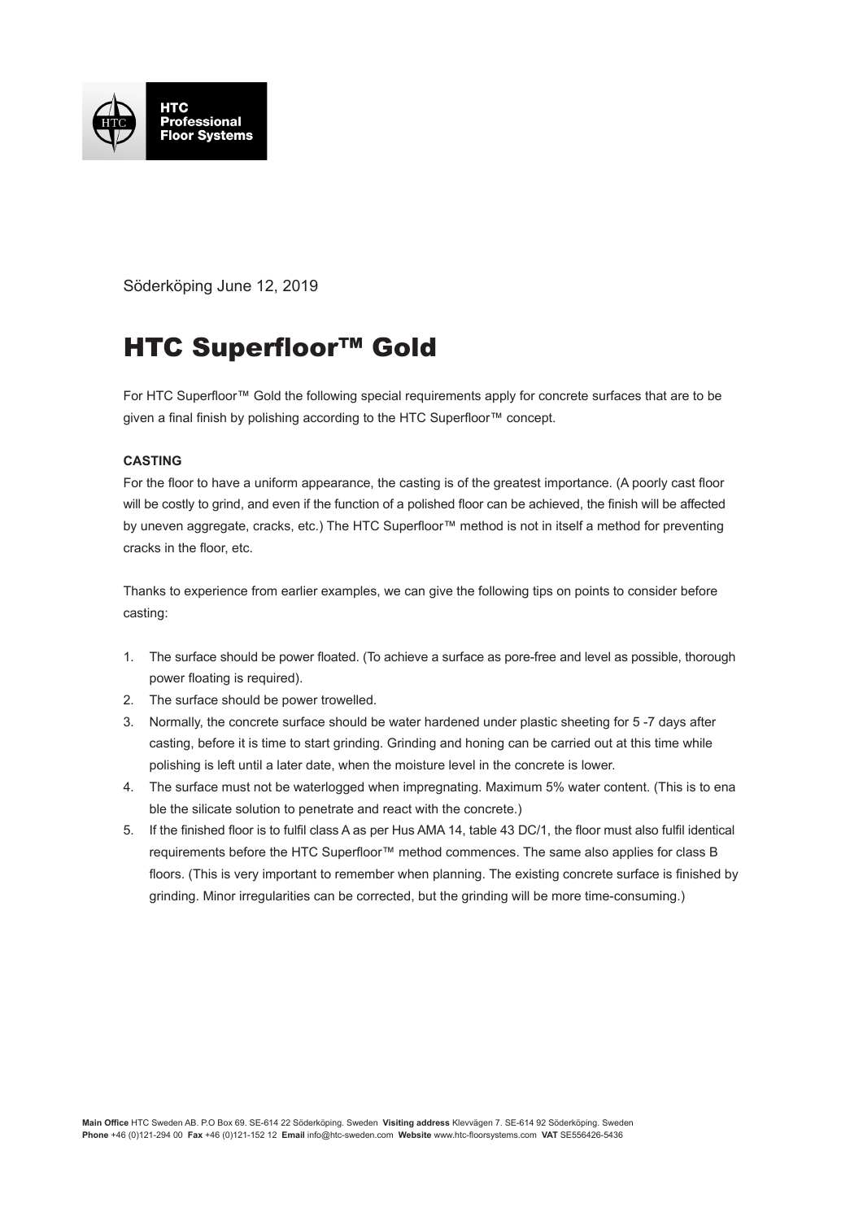Söderköping June 12, 2019

# HTC Superfloor™ Gold

For HTC Superfloor™ Gold the following special requirements apply for concrete surfaces that are to be given a final finish by polishing according to the HTC Superfloor™ concept.

**CASTING**

For the floor to have a uniform appearance, the casting is of the greatest importance. (A poorly cast floor will be costly to grind, and even if the function of a polished floor can be achieved, the finish will be affected by uneven aggregate, cracks, etc.) The HTC Superfloor™ method is not in itself a method for preventing cracks in the floor, etc.

Thanks to experience from earlier examples, we can give the following tips on points to consider before casting:

1. The surface should be power floated. (To achieve a surface as pore-free and level as possible, thorough power floating is required).
2. The surface should be power trowelled.
3. Normally, the concrete surface should be water hardened under plastic sheeting for 5 -7 days after casting, before it is time to start grinding. Grinding and honing can be carried out at this time while polishing is left until a later date, when the moisture level in the concrete is lower.
4. The surface must not be waterlogged when impregnating. Maximum 5% water content. (This is to enable the silicate solution to penetrate and react with the concrete.)
5. If the finished floor is to fulfil class A as per Hus AMA 14, table 43 DC/1, the floor must also fulfil identical requirements before the HTC Superfloor™ method commences. The same also applies for class B floors. (This is very important to remember when planning. The existing concrete surface is finished by grinding. Minor irregularities can be corrected, but the grinding will be more time-consuming.)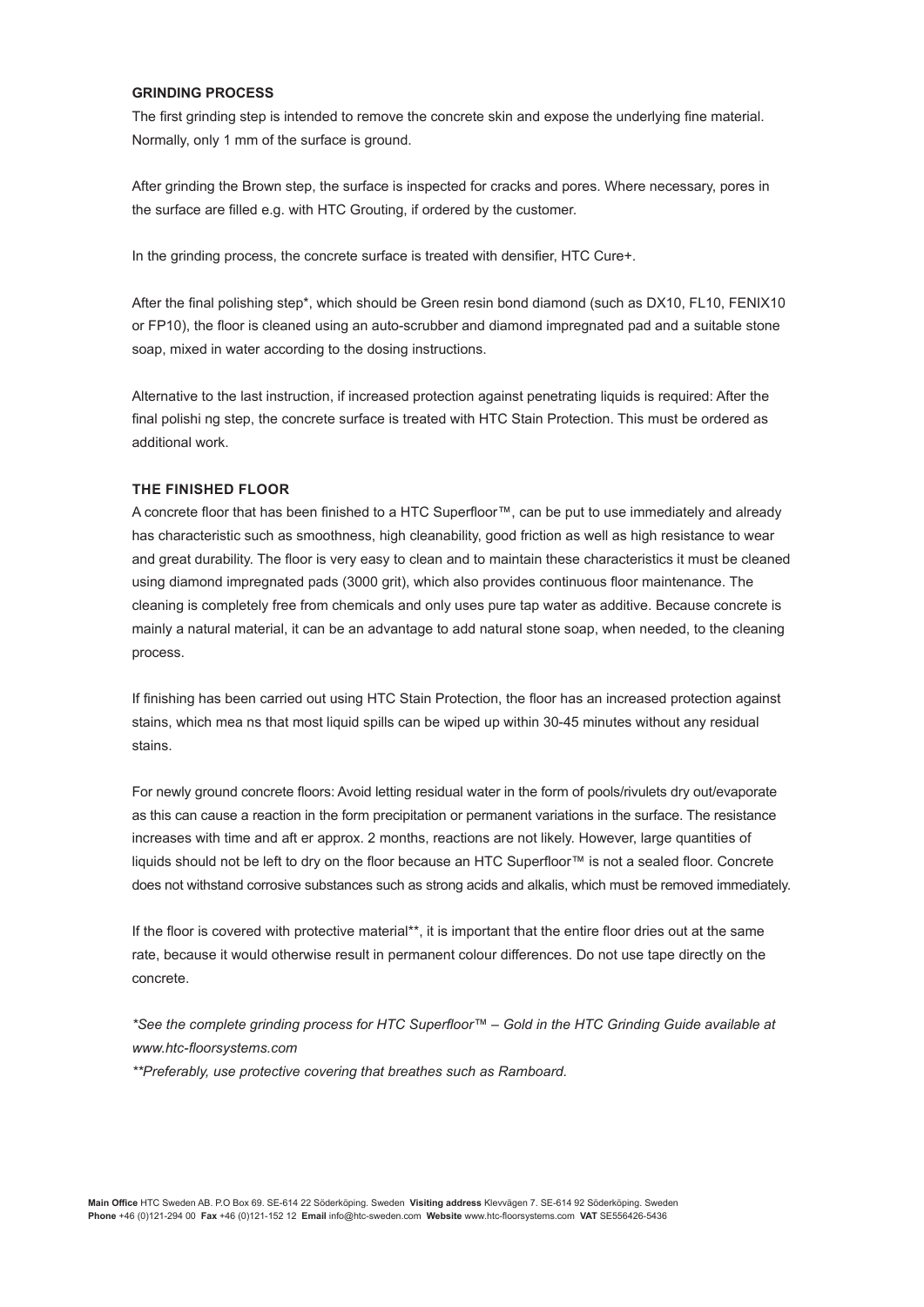### GRINDING PROCESS

The first grinding step is intended to remove the concrete skin and expose the underlying fine material. Normally, only 1 mm of the surface is ground.

After grinding the Brown step, the surface is inspected for cracks and pores. Where necessary, pores in the surface are filled e.g. with HTC Grouting, if ordered by the customer.

In the grinding process, the concrete surface is treated with densifier, HTC Cure+.

After the final polishing step*, which should be Green resin bond diamond (such as DX10, FL10, FENIX10 or FP10), the floor is cleaned using an auto-scrubber and diamond impregnated pad and a suitable stone soap, mixed in water according to the dosing instructions.

Alternative to the last instruction, if increased protection against penetrating liquids is required: After the final polishi ng step, the concrete surface is treated with HTC Stain Protection. This must be ordered as additional work.

### THE FINISHED FLOOR

A concrete floor that has been finished to a HTC Superfloor™, can be put to use immediately and already has characteristic such as smoothness, high cleanability, good friction as well as high resistance to wear and great durability. The floor is very easy to clean and to maintain these characteristics it must be cleaned using diamond impregnated pads (3000 grit), which also provides continuous floor maintenance. The cleaning is completely free from chemicals and only uses pure tap water as additive. Because concrete is mainly a natural material, it can be an advantage to add natural stone soap, when needed, to the cleaning process.

If finishing has been carried out using HTC Stain Protection, the floor has an increased protection against stains, which mea ns that most liquid spills can be wiped up within 30-45 minutes without any residual stains.

For newly ground concrete floors: Avoid letting residual water in the form of pools/rivulets dry out/evaporate as this can cause a reaction in the form precipitation or permanent variations in the surface. The resistance increases with time and aft er approx. 2 months, reactions are not likely. However, large quantities of liquids should not be left to dry on the floor because an HTC Superfloor™ is not a sealed floor. Concrete does not withstand corrosive substances such as strong acids and alkalis, which must be removed immediately.

If the floor is covered with protective material**, it is important that the entire floor dries out at the same rate, because it would otherwise result in permanent colour differences. Do not use tape directly on the concrete.

*\*See the complete grinding process for HTC Superfloor™ – Gold in the HTC Grinding Guide available at www.htc-floorsystems.com*

*\*\*Preferably, use protective covering that breathes such as Ramboard.*

**Main Office** HTC Sweden AB. P.O Box 69. SE-614 22 Söderköping. Sweden **Visiting address** Klevvägen 7. SE-614 92 Söderköping. Sweden
**Phone** +46 (0)121-294 00 **Fax** +46 (0)121-152 12 **Email** info@htc-sweden.com **Website** www.htc-floorsystems.com **VAT** SE556426-5436